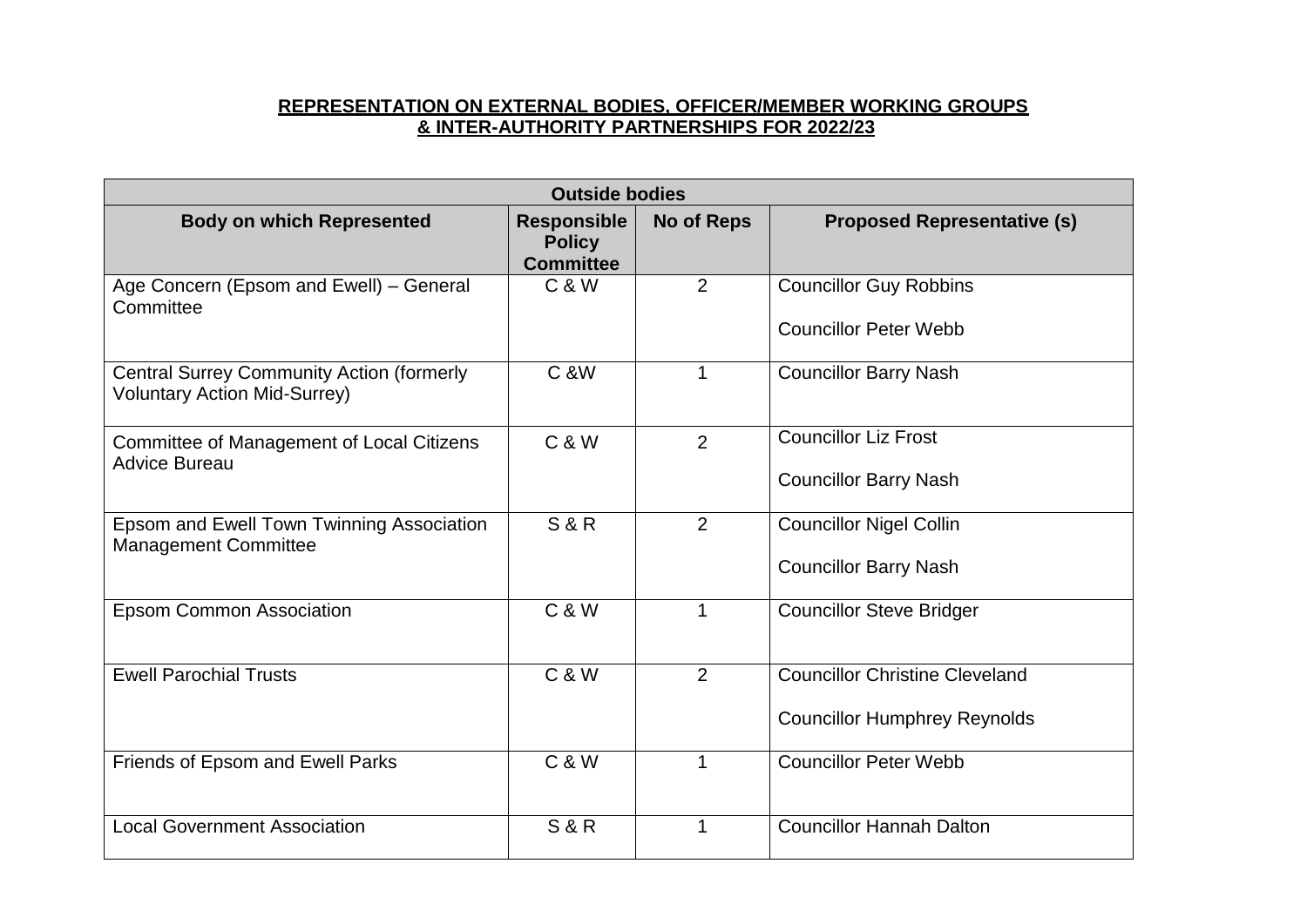**REPRESENTATION ON EXTERNAL BODIES, OFFICER/MEMBER WORKING GROUPS & INTER-AUTHORITY PARTNERSHIPS FOR 2022/23**

| **Outside bodies** | | | |
|---|---|---|---|
| **Body on which Represented** | **Responsible Policy Committee** | **No of Reps** | **Proposed Representative (s)** |
| Age Concern (Epsom and Ewell) – General Committee | C & W | 2 | Councillor Guy Robbins<br><br>Councillor Peter Webb |
| Central Surrey Community Action (formerly Voluntary Action Mid-Surrey) | C &W | 1 | Councillor Barry Nash |
| Committee of Management of Local Citizens Advice Bureau | C & W | 2 | Councillor Liz Frost<br><br>Councillor Barry Nash |
| Epsom and Ewell Town Twinning Association Management Committee | S & R | 2 | Councillor Nigel Collin<br><br>Councillor Barry Nash |
| Epsom Common Association | C & W | 1 | Councillor Steve Bridger |
| Ewell Parochial Trusts | C & W | 2 | Councillor Christine Cleveland<br><br>Councillor Humphrey Reynolds |
| Friends of Epsom and Ewell Parks | C & W | 1 | Councillor Peter Webb |
| Local Government Association | S & R | 1 | Councillor Hannah Dalton |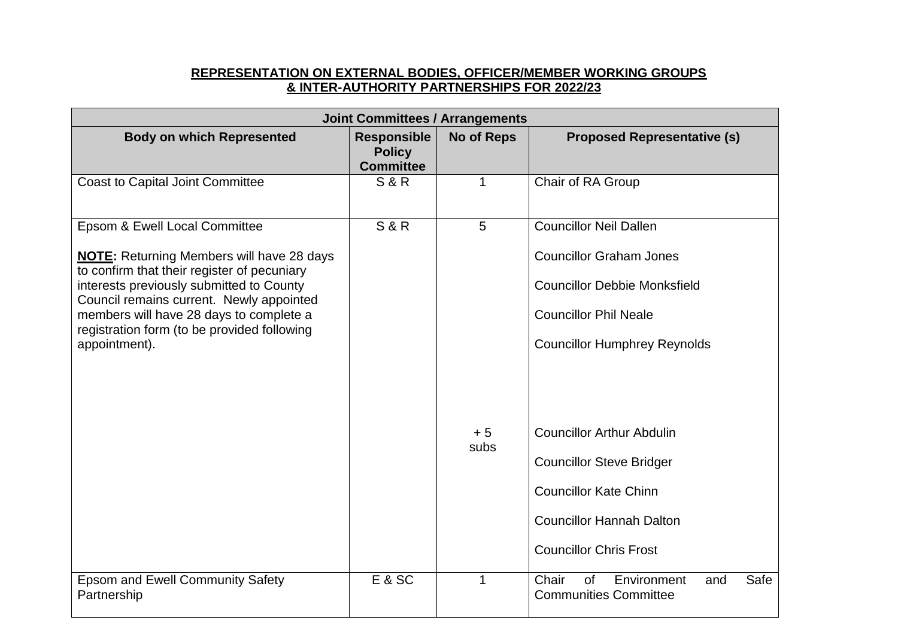**REPRESENTATION ON EXTERNAL BODIES, OFFICER/MEMBER WORKING GROUPS & INTER-AUTHORITY PARTNERSHIPS FOR 2022/23**

| Joint Committees / Arrangements | | | |
|---|---|---|---|
| **Body on which Represented** | **Responsible Policy Committee** | **No of Reps** | **Proposed Representative (s)** |
| Coast to Capital Joint Committee | S & R | 1 | Chair of RA Group |
| Epsom & Ewell Local Committee<br><br>**NOTE:** Returning Members will have 28 days to confirm that their register of pecuniary interests previously submitted to County Council remains current. Newly appointed members will have 28 days to complete a registration form (to be provided following appointment). | S & R | 5<br><br>+ 5 subs | Councillor Neil Dallen<br>Councillor Graham Jones<br>Councillor Debbie Monksfield<br>Councillor Phil Neale<br>Councillor Humphrey Reynolds<br><br>Councillor Arthur Abdulin<br>Councillor Steve Bridger<br>Councillor Kate Chinn<br>Councillor Hannah Dalton<br>Councillor Chris Frost |
| Epsom and Ewell Community Safety Partnership | E & SC | 1 | Chair of Environment and Safe Communities Committee |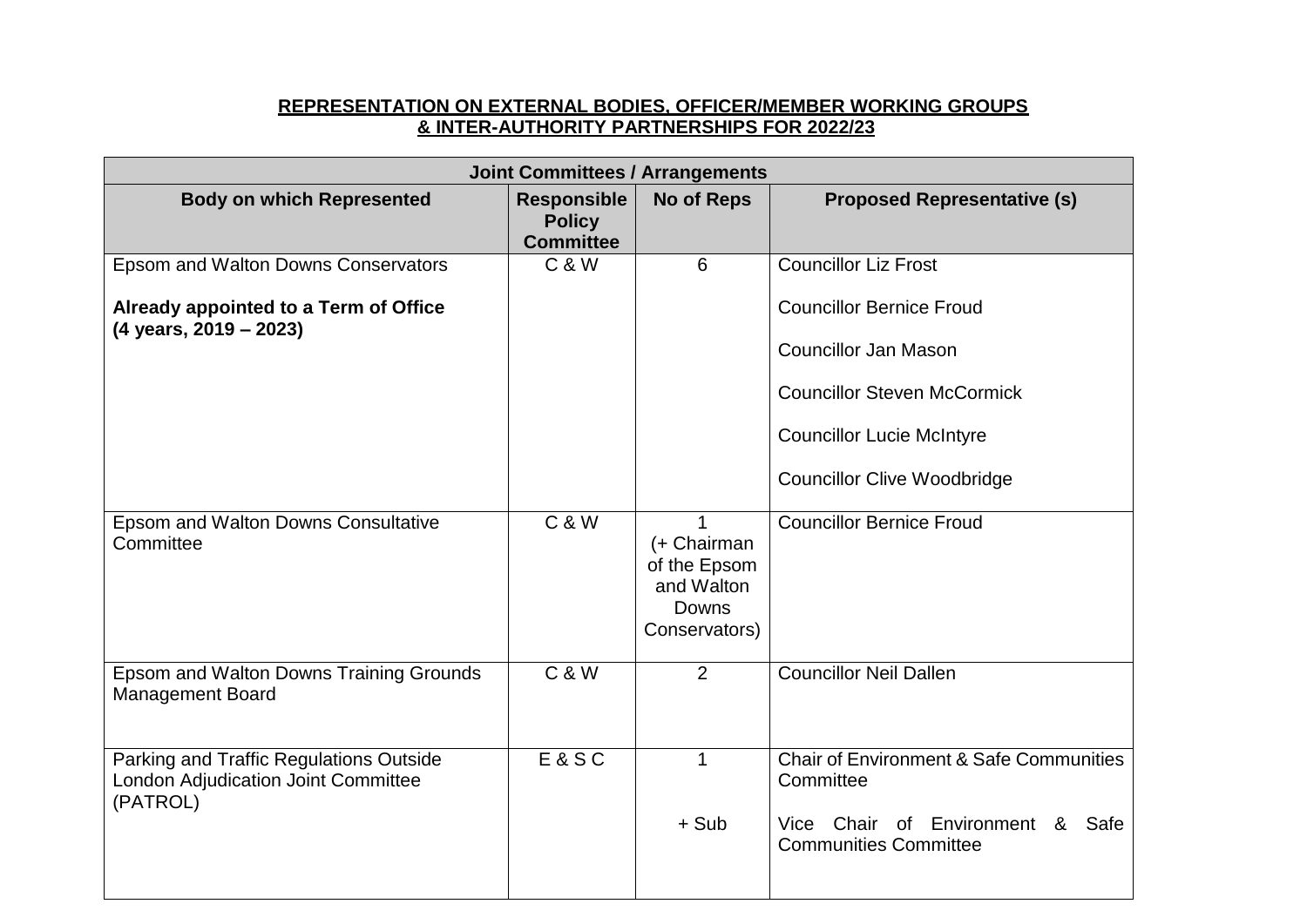**REPRESENTATION ON EXTERNAL BODIES, OFFICER/MEMBER WORKING GROUPS & INTER-AUTHORITY PARTNERSHIPS FOR 2022/23**

| **Joint Committees / Arrangements** | | | |
|---|---|---|---|
| **Body on which Represented** | **Responsible Policy Committee** | **No of Reps** | **Proposed Representative (s)** |
| Epsom and Walton Downs Conservators<br><br>**Already appointed to a Term of Office (4 years, 2019 – 2023)** | C & W | 6 | Councillor Liz Frost<br><br>Councillor Bernice Froud<br><br>Councillor Jan Mason<br><br>Councillor Steven McCormick<br><br>Councillor Lucie McIntyre<br><br>Councillor Clive Woodbridge |
| Epsom and Walton Downs Consultative Committee | C & W | 1 (+ Chairman of the Epsom and Walton Downs Conservators) | Councillor Bernice Froud |
| Epsom and Walton Downs Training Grounds Management Board | C & W | 2 | Councillor Neil Dallen |
| Parking and Traffic Regulations Outside London Adjudication Joint Committee (PATROL) | E & S C | 1<br><br>+ Sub | Chair of Environment & Safe Communities Committee<br><br>Vice Chair of Environment & Safe Communities Committee |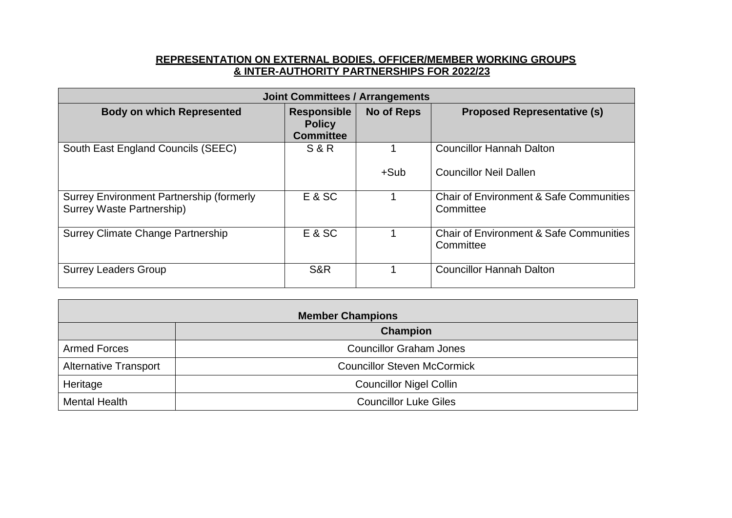**REPRESENTATION ON EXTERNAL BODIES, OFFICER/MEMBER WORKING GROUPS & INTER-AUTHORITY PARTNERSHIPS FOR 2022/23**

| **Joint Committees / Arrangements** | | | |
|---|---|---|---|
| **Body on which Represented** | **Responsible Policy Committee** | **No of Reps** | **Proposed Representative (s)** |
| South East England Councils (SEEC) | S & R | 1<br><br>+Sub | Councillor Hannah Dalton<br><br>Councillor Neil Dallen |
| Surrey Environment Partnership (formerly Surrey Waste Partnership) | E & SC | 1 | Chair of Environment & Safe Communities Committee |
| Surrey Climate Change Partnership | E & SC | 1 | Chair of Environment & Safe Communities Committee |
| Surrey Leaders Group | S&R | 1 | Councillor Hannah Dalton |

| **Member Champions** | |
|---|---|
| | **Champion** |
| Armed Forces | Councillor Graham Jones |
| Alternative Transport | Councillor Steven McCormick |
| Heritage | Councillor Nigel Collin |
| Mental Health | Councillor Luke Giles |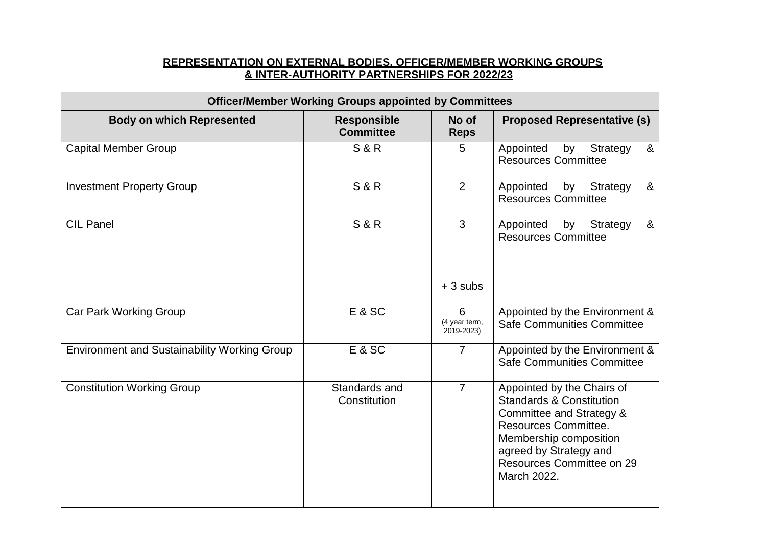**REPRESENTATION ON EXTERNAL BODIES, OFFICER/MEMBER WORKING GROUPS & INTER-AUTHORITY PARTNERSHIPS FOR 2022/23**

| **Officer/Member Working Groups appointed by Committees** | | | |
|---|---|---|---|
| **Body on which Represented** | **Responsible Committee** | **No of Reps** | **Proposed Representative (s)** |
| Capital Member Group | S & R | 5 | Appointed by Strategy & Resources Committee |
| Investment Property Group | S & R | 2 | Appointed by Strategy & Resources Committee |
| CIL Panel | S & R | 3<br><br>+ 3 subs | Appointed by Strategy & Resources Committee |
| Car Park Working Group | E & SC | 6<br>(4 year term, 2019-2023) | Appointed by the Environment & Safe Communities Committee |
| Environment and Sustainability Working Group | E & SC | 7 | Appointed by the Environment & Safe Communities Committee |
| Constitution Working Group | Standards and Constitution | 7 | Appointed by the Chairs of Standards & Constitution Committee and Strategy & Resources Committee. Membership composition agreed by Strategy and Resources Committee on 29 March 2022. |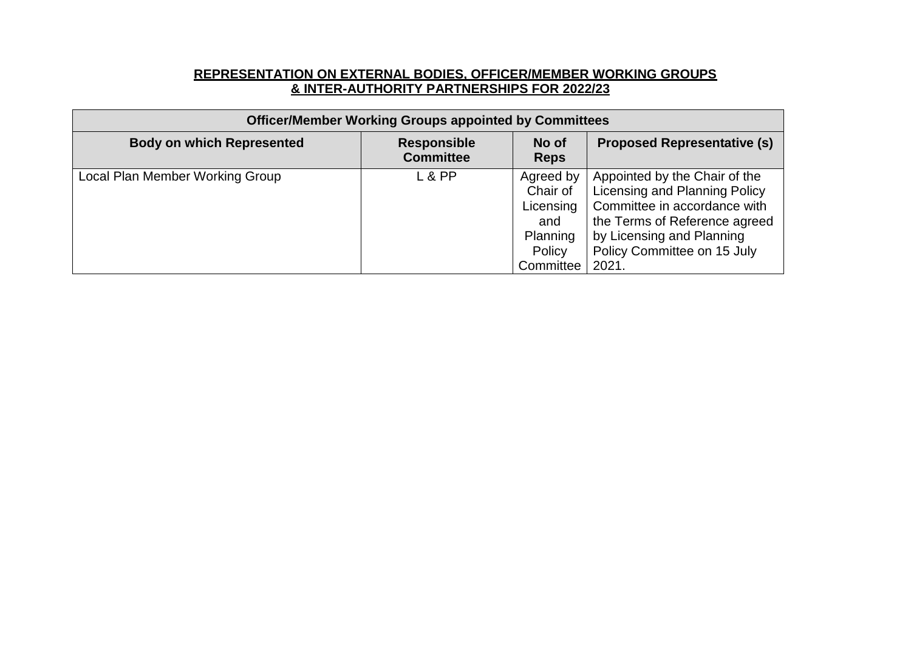**REPRESENTATION ON EXTERNAL BODIES, OFFICER/MEMBER WORKING GROUPS & INTER-AUTHORITY PARTNERSHIPS FOR 2022/23**

| Officer/Member Working Groups appointed by Committees | | | |
|---|---|---|---|
| **Body on which Represented** | **Responsible Committee** | **No of Reps** | **Proposed Representative (s)** |
| Local Plan Member Working Group | L & PP | Agreed by Chair of Licensing and Planning Policy Committee | Appointed by the Chair of the Licensing and Planning Policy Committee in accordance with the Terms of Reference agreed by Licensing and Planning Policy Committee on 15 July 2021. |